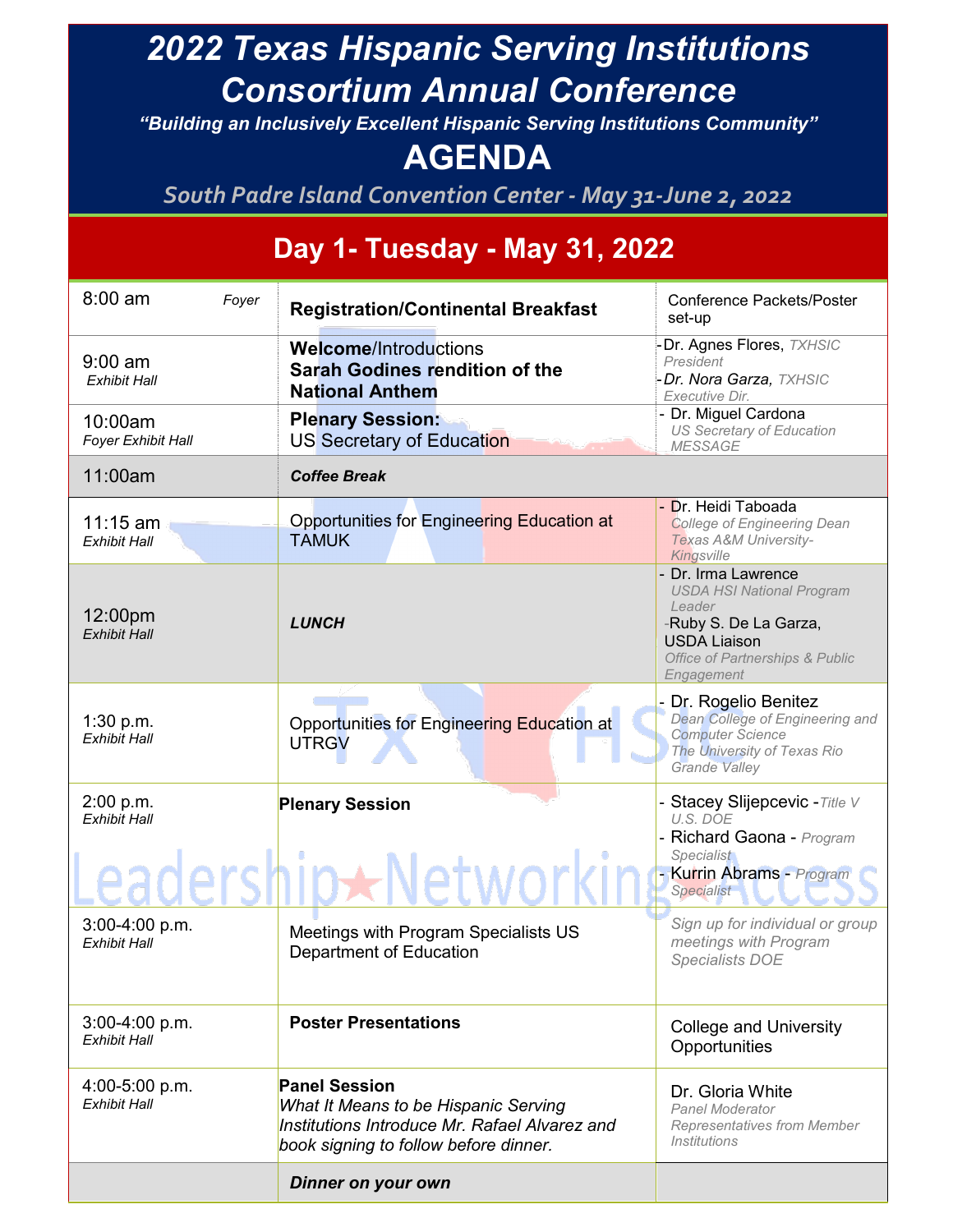# 2022 Texas Hispanic Serving Institutions Consortium Annual Conference

*"Building an Inclusively Excellent Hispanic Serving Institutions Community"*

## AGENDA

*South Padre Island Convention Center - May 31-June 2, 2022*

## Day 1- Tuesday - May 31, 2022

| Time / Location | Session | Speakers / Notes |
|---|---|---|
| 8:00 am *Foyer* | **Registration/Continental Breakfast** | Conference Packets/Poster set-up |
| 9:00 am *Exhibit Hall* | **Welcome**/Introductions **Sarah Godines rendition of the National Anthem** | -Dr. Agnes Flores, *TXHSIC President* -*Dr. Nora Garza, TXHSIC Executive Dir.* |
| 10:00am *Foyer Exhibit Hall* | **Plenary Session:** US Secretary of Education | - Dr. Miguel Cardona *US Secretary of Education MESSAGE* |
| 11:00am | ***Coffee Break*** | |
| 11:15 am *Exhibit Hall* | Opportunities for Engineering Education at TAMUK | - Dr. Heidi Taboada *College of Engineering Dean Texas A&M University-Kingsville* |
| 12:00pm *Exhibit Hall* | ***LUNCH*** | - Dr. Irma Lawrence *USDA HSI National Program Leader* -Ruby S. De La Garza, USDA Liaison *Office of Partnerships & Public Engagement* |
| 1:30 p.m. *Exhibit Hall* | Opportunities for Engineering Education at UTRGV | - Dr. Rogelio Benitez *Dean College of Engineering and Computer Science The University of Texas Rio Grande Valley* |
| 2:00 p.m. *Exhibit Hall* | **Plenary Session** | - Stacey Slijepcevic -*Title V U.S. DOE* - Richard Gaona - *Program Specialist* - Kurrin Abrams - *Program Specialist* |
| 3:00-4:00 p.m. *Exhibit Hall* | Meetings with Program Specialists US Department of Education | *Sign up for individual or group meetings with Program Specialists DOE* |
| 3:00-4:00 p.m. *Exhibit Hall* | **Poster Presentations** | College and University Opportunities |
| 4:00-5:00 p.m. *Exhibit Hall* | **Panel Session** *What It Means to be Hispanic Serving Institutions Introduce Mr. Rafael Alvarez and book signing to follow before dinner.* | Dr. Gloria White *Panel Moderator Representatives from Member Institutions* |
| | ***Dinner on your own*** | |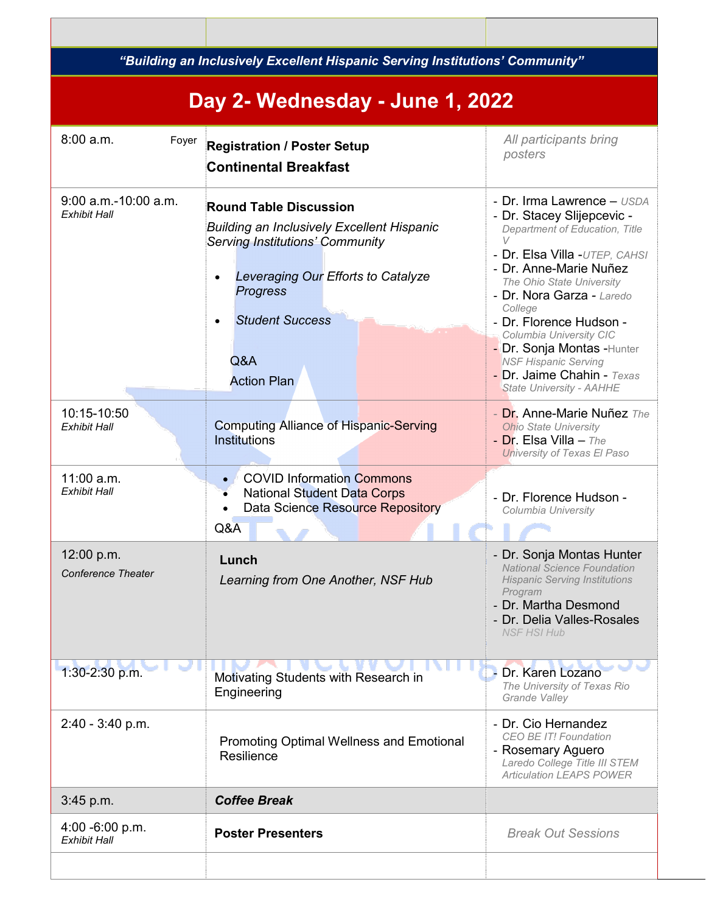*"Building an Inclusively Excellent Hispanic Serving Institutions' Community"*

# Day 2- Wednesday - June 1, 2022

| Time / Location | Session | Presenters |
|---|---|---|
| 8:00 a.m. Foyer | **Registration / Poster Setup** **Continental Breakfast** | *All participants bring posters* |
| 9:00 a.m.-10:00 a.m. *Exhibit Hall* | **Round Table Discussion** *Building an Inclusively Excellent Hispanic Serving Institutions' Community* • *Leveraging Our Efforts to Catalyze Progress* • *Student Success* Q&A Action Plan | - Dr. Irma Lawrence – *USDA* - Dr. Stacey Slijepcevic - *Department of Education, Title V* - Dr. Elsa Villa -*UTEP, CAHSI* - Dr. Anne-Marie Nuñez *The Ohio State University* - Dr. Nora Garza - *Laredo College* - Dr. Florence Hudson - *Columbia University CIC* - Dr. Sonja Montas -Hunter *NSF Hispanic Serving* - Dr. Jaime Chahin - *Texas State University - AAHHE* |
| 10:15-10:50 *Exhibit Hall* | Computing Alliance of Hispanic-Serving Institutions | - Dr. Anne-Marie Nuñez *The Ohio State University* - Dr. Elsa Villa – *The University of Texas El Paso* |
| 11:00 a.m. *Exhibit Hall* | • COVID Information Commons • National Student Data Corps • Data Science Resource Repository Q&A | - Dr. Florence Hudson - *Columbia University* |
| 12:00 p.m. *Conference Theater* | **Lunch** *Learning from One Another, NSF Hub* | - Dr. Sonja Montas Hunter *National Science Foundation Hispanic Serving Institutions Program* - Dr. Martha Desmond - Dr. Delia Valles-Rosales *NSF HSI Hub* |
| 1:30-2:30 p.m. | Motivating Students with Research in Engineering | - Dr. Karen Lozano *The University of Texas Rio Grande Valley* |
| 2:40 - 3:40 p.m. | Promoting Optimal Wellness and Emotional Resilience | - Dr. Cio Hernandez *CEO BE IT! Foundation* - Rosemary Aguero *Laredo College Title III STEM Articulation LEAPS POWER* |
| 3:45 p.m. | ***Coffee Break*** | |
| 4:00 -6:00 p.m. *Exhibit Hall* | **Poster Presenters** | *Break Out Sessions* |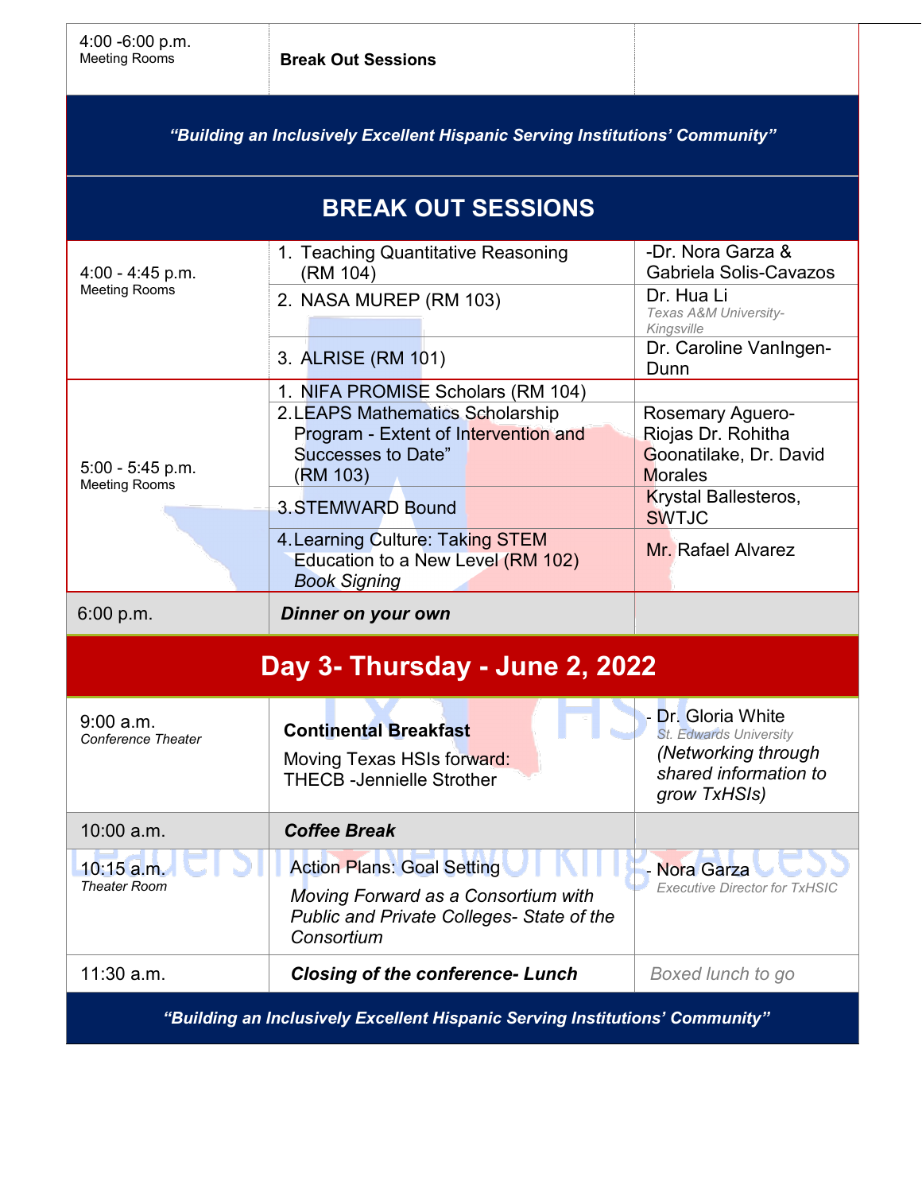| | | |
|---|---|---|
| 4:00 -6:00 p.m.<br>Meeting Rooms | **Break Out Sessions** | |

***"Building an Inclusively Excellent Hispanic Serving Institutions' Community"***

## BREAK OUT SESSIONS

| | | |
|---|---|---|
| 4:00 - 4:45 p.m.<br>Meeting Rooms | 1. Teaching Quantitative Reasoning (RM 104) | -Dr. Nora Garza & Gabriela Solis-Cavazos |
| | 2. NASA MUREP (RM 103) | Dr. Hua Li<br>*Texas A&M University-Kingsville* |
| | 3. ALRISE (RM 101) | Dr. Caroline VanIngen-Dunn |
| 5:00 - 5:45 p.m.<br>Meeting Rooms | 1. NIFA PROMISE Scholars (RM 104) | |
| | 2. LEAPS Mathematics Scholarship Program - Extent of Intervention and Successes to Date" (RM 103) | Rosemary Aguero-Riojas Dr. Rohitha Goonatilake, Dr. David Morales |
| | 3. STEMWARD Bound | Krystal Ballesteros, SWTJC |
| | 4. Learning Culture: Taking STEM Education to a New Level (RM 102) *Book Signing* | Mr. Rafael Alvarez |
| 6:00 p.m. | ***Dinner on your own*** | |

## Day 3- Thursday - June 2, 2022

| | | |
|---|---|---|
| 9:00 a.m.<br>*Conference Theater* | **Continental Breakfast**<br>Moving Texas HSIs forward: THECB -Jennielle Strother | - Dr. Gloria White<br>*St. Edwards University*<br>*(Networking through shared information to grow TxHSIs)* |
| 10:00 a.m. | ***Coffee Break*** | |
| 10:15 a.m.<br>*Theater Room* | Action Plans: Goal Setting<br>*Moving Forward as a Consortium with Public and Private Colleges- State of the Consortium* | - Nora Garza<br>*Executive Director for TxHSIC* |
| 11:30 a.m. | ***Closing of the conference- Lunch*** | *Boxed lunch to go* |

***"Building an Inclusively Excellent Hispanic Serving Institutions' Community"***